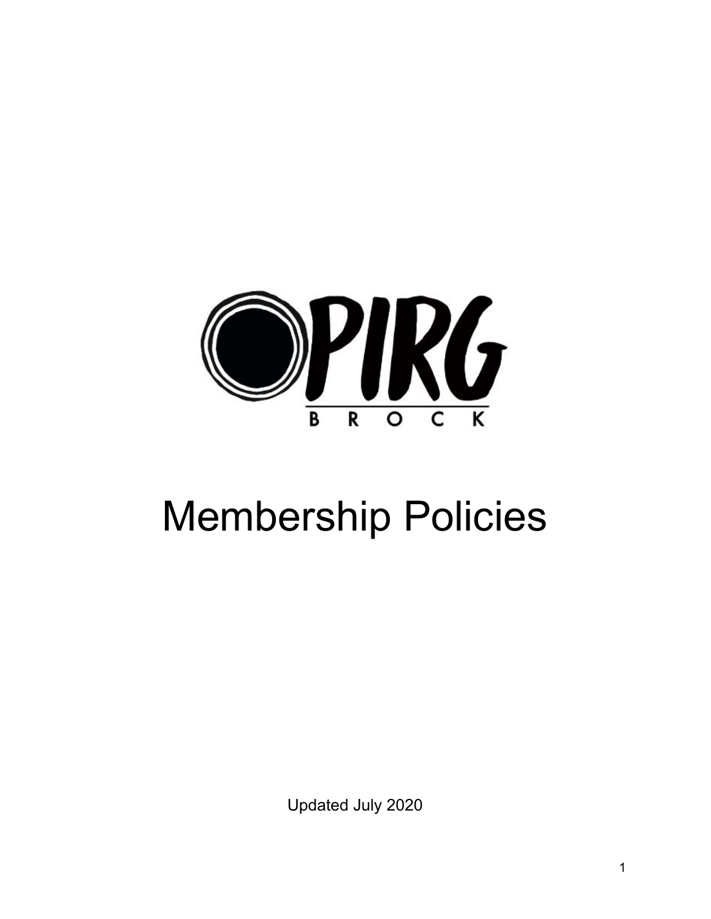OPIRG

BROCK

# Membership Policies

Updated July 2020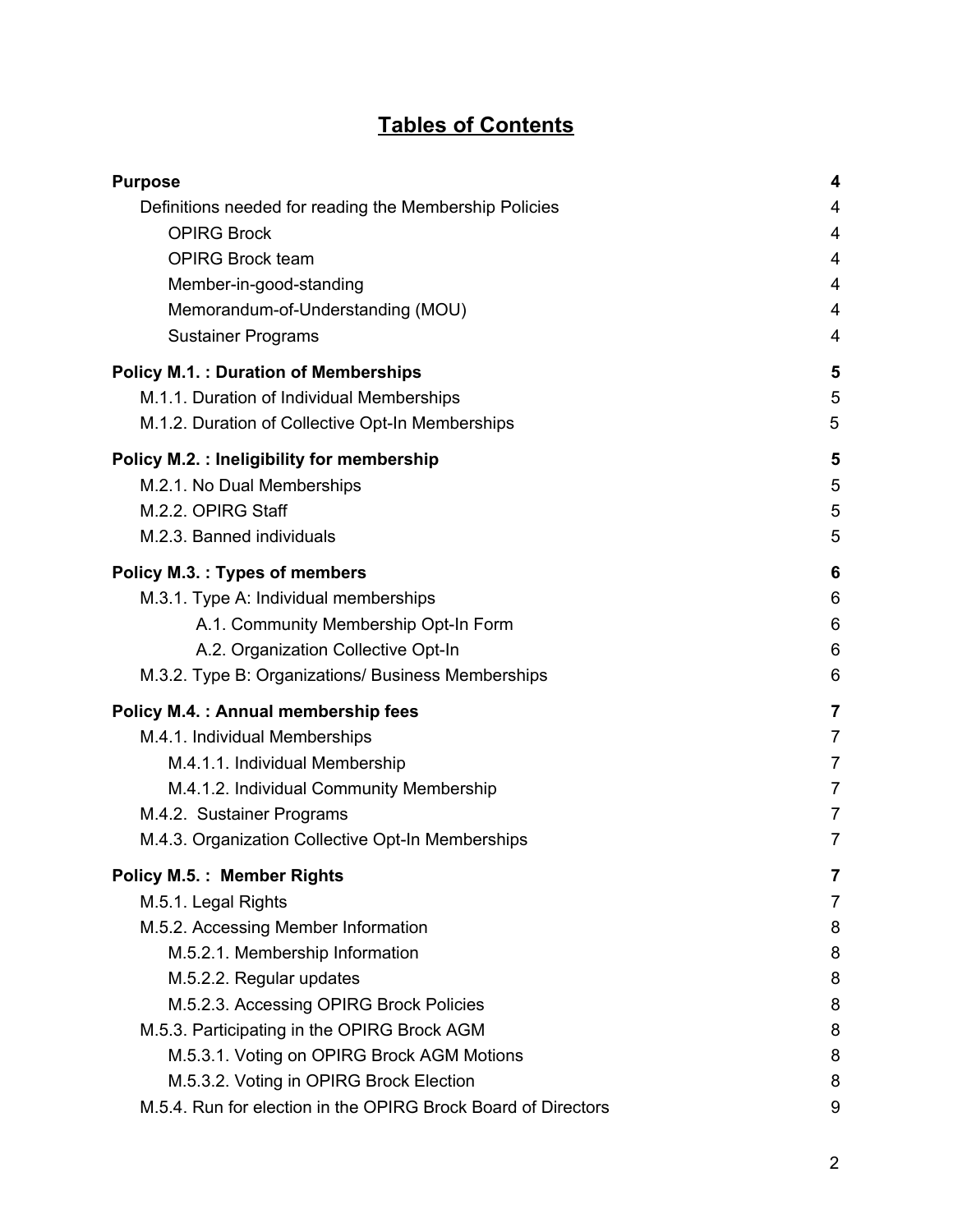# Tables of Contents

| | |
|---|---|
| **Purpose** | **4** |
| Definitions needed for reading the Membership Policies | 4 |
| OPIRG Brock | 4 |
| OPIRG Brock team | 4 |
| Member-in-good-standing | 4 |
| Memorandum-of-Understanding (MOU) | 4 |
| Sustainer Programs | 4 |
| **Policy M.1. : Duration of Memberships** | **5** |
| M.1.1. Duration of Individual Memberships | 5 |
| M.1.2. Duration of Collective Opt-In Memberships | 5 |
| **Policy M.2. : Ineligibility for membership** | **5** |
| M.2.1. No Dual Memberships | 5 |
| M.2.2. OPIRG Staff | 5 |
| M.2.3. Banned individuals | 5 |
| **Policy M.3. : Types of members** | **6** |
| M.3.1. Type A: Individual memberships | 6 |
| A.1. Community Membership Opt-In Form | 6 |
| A.2. Organization Collective Opt-In | 6 |
| M.3.2. Type B: Organizations/ Business Memberships | 6 |
| **Policy M.4. : Annual membership fees** | **7** |
| M.4.1. Individual Memberships | 7 |
| M.4.1.1. Individual Membership | 7 |
| M.4.1.2. Individual Community Membership | 7 |
| M.4.2. Sustainer Programs | 7 |
| M.4.3. Organization Collective Opt-In Memberships | 7 |
| **Policy M.5. : Member Rights** | **7** |
| M.5.1. Legal Rights | 7 |
| M.5.2. Accessing Member Information | 8 |
| M.5.2.1. Membership Information | 8 |
| M.5.2.2. Regular updates | 8 |
| M.5.2.3. Accessing OPIRG Brock Policies | 8 |
| M.5.3. Participating in the OPIRG Brock AGM | 8 |
| M.5.3.1. Voting on OPIRG Brock AGM Motions | 8 |
| M.5.3.2. Voting in OPIRG Brock Election | 8 |
| M.5.4. Run for election in the OPIRG Brock Board of Directors | 9 |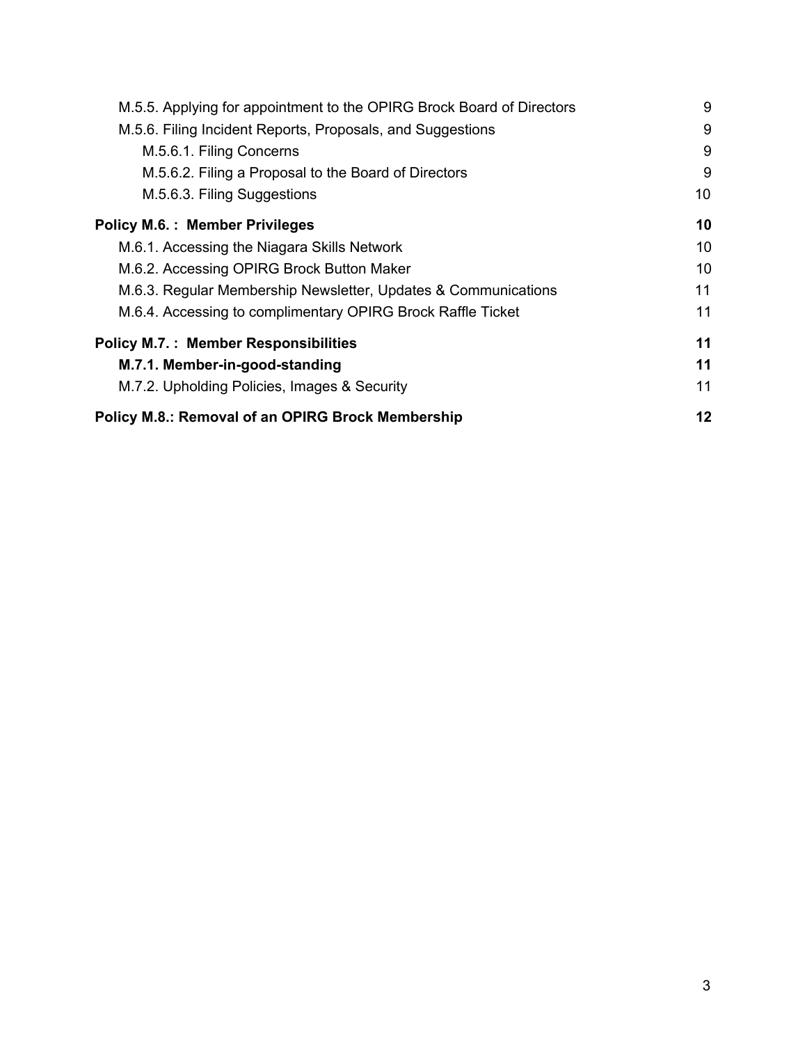- M.5.5. Applying for appointment to the OPIRG Brock Board of Directors 9
- M.5.6. Filing Incident Reports, Proposals, and Suggestions 9
  - M.5.6.1. Filing Concerns 9
  - M.5.6.2. Filing a Proposal to the Board of Directors 9
  - M.5.6.3. Filing Suggestions 10

**Policy M.6. : Member Privileges 10**

- M.6.1. Accessing the Niagara Skills Network 10
- M.6.2. Accessing OPIRG Brock Button Maker 10
- M.6.3. Regular Membership Newsletter, Updates & Communications 11
- M.6.4. Accessing to complimentary OPIRG Brock Raffle Ticket 11

**Policy M.7. : Member Responsibilities 11**

- **M.7.1. Member-in-good-standing 11**
- M.7.2. Upholding Policies, Images & Security 11

**Policy M.8.: Removal of an OPIRG Brock Membership 12**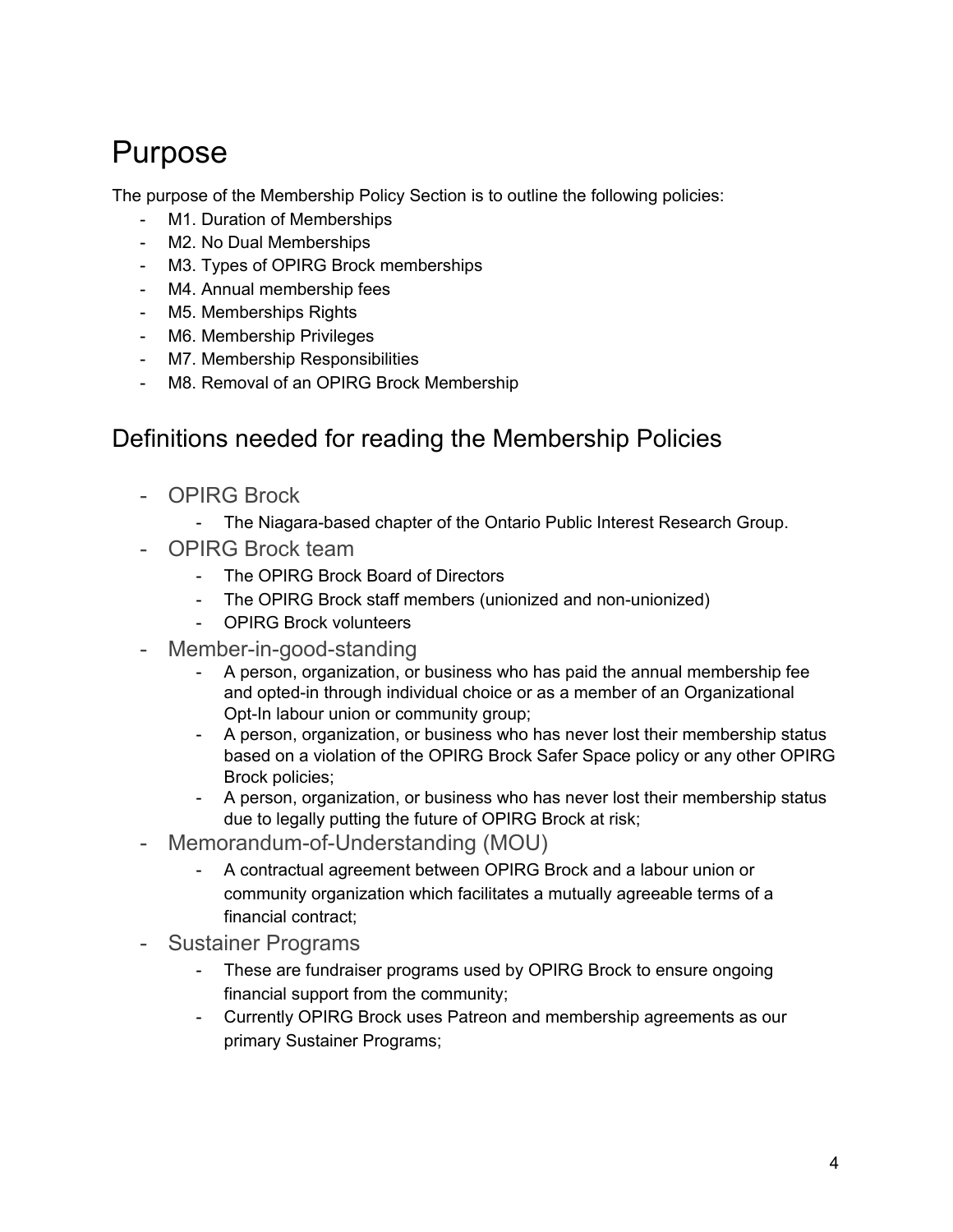# Purpose

The purpose of the Membership Policy Section is to outline the following policies:

- M1. Duration of Memberships
- M2. No Dual Memberships
- M3. Types of OPIRG Brock memberships
- M4. Annual membership fees
- M5. Memberships Rights
- M6. Membership Privileges
- M7. Membership Responsibilities
- M8. Removal of an OPIRG Brock Membership

## Definitions needed for reading the Membership Policies

- OPIRG Brock
    - The Niagara-based chapter of the Ontario Public Interest Research Group.
- OPIRG Brock team
    - The OPIRG Brock Board of Directors
    - The OPIRG Brock staff members (unionized and non-unionized)
    - OPIRG Brock volunteers
- Member-in-good-standing
    - A person, organization, or business who has paid the annual membership fee and opted-in through individual choice or as a member of an Organizational Opt-In labour union or community group;
    - A person, organization, or business who has never lost their membership status based on a violation of the OPIRG Brock Safer Space policy or any other OPIRG Brock policies;
    - A person, organization, or business who has never lost their membership status due to legally putting the future of OPIRG Brock at risk;
- Memorandum-of-Understanding (MOU)
    - A contractual agreement between OPIRG Brock and a labour union or community organization which facilitates a mutually agreeable terms of a financial contract;
- Sustainer Programs
    - These are fundraiser programs used by OPIRG Brock to ensure ongoing financial support from the community;
    - Currently OPIRG Brock uses Patreon and membership agreements as our primary Sustainer Programs;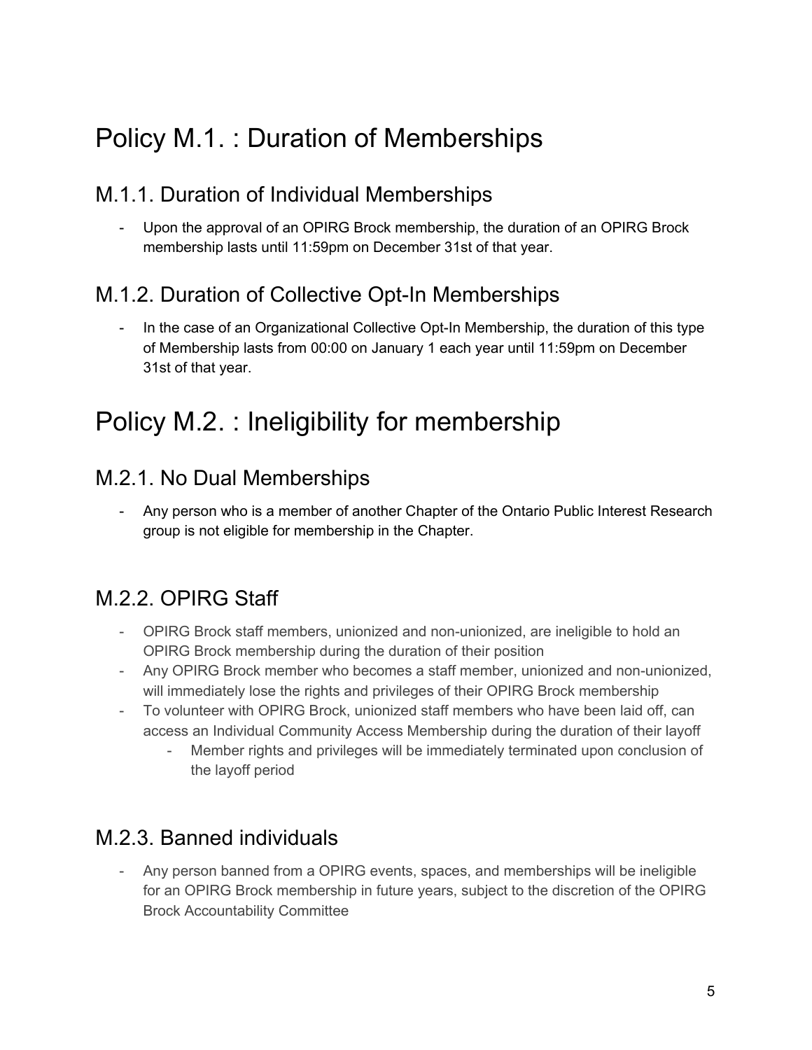# Policy M.1. : Duration of Memberships

## M.1.1. Duration of Individual Memberships

- Upon the approval of an OPIRG Brock membership, the duration of an OPIRG Brock membership lasts until 11:59pm on December 31st of that year.

## M.1.2. Duration of Collective Opt-In Memberships

- In the case of an Organizational Collective Opt-In Membership, the duration of this type of Membership lasts from 00:00 on January 1 each year until 11:59pm on December 31st of that year.

# Policy M.2. : Ineligibility for membership

## M.2.1. No Dual Memberships

- Any person who is a member of another Chapter of the Ontario Public Interest Research group is not eligible for membership in the Chapter.

## M.2.2. OPIRG Staff

- OPIRG Brock staff members, unionized and non-unionized, are ineligible to hold an OPIRG Brock membership during the duration of their position
- Any OPIRG Brock member who becomes a staff member, unionized and non-unionized, will immediately lose the rights and privileges of their OPIRG Brock membership
- To volunteer with OPIRG Brock, unionized staff members who have been laid off, can access an Individual Community Access Membership during the duration of their layoff
    - Member rights and privileges will be immediately terminated upon conclusion of the layoff period

## M.2.3. Banned individuals

- Any person banned from a OPIRG events, spaces, and memberships will be ineligible for an OPIRG Brock membership in future years, subject to the discretion of the OPIRG Brock Accountability Committee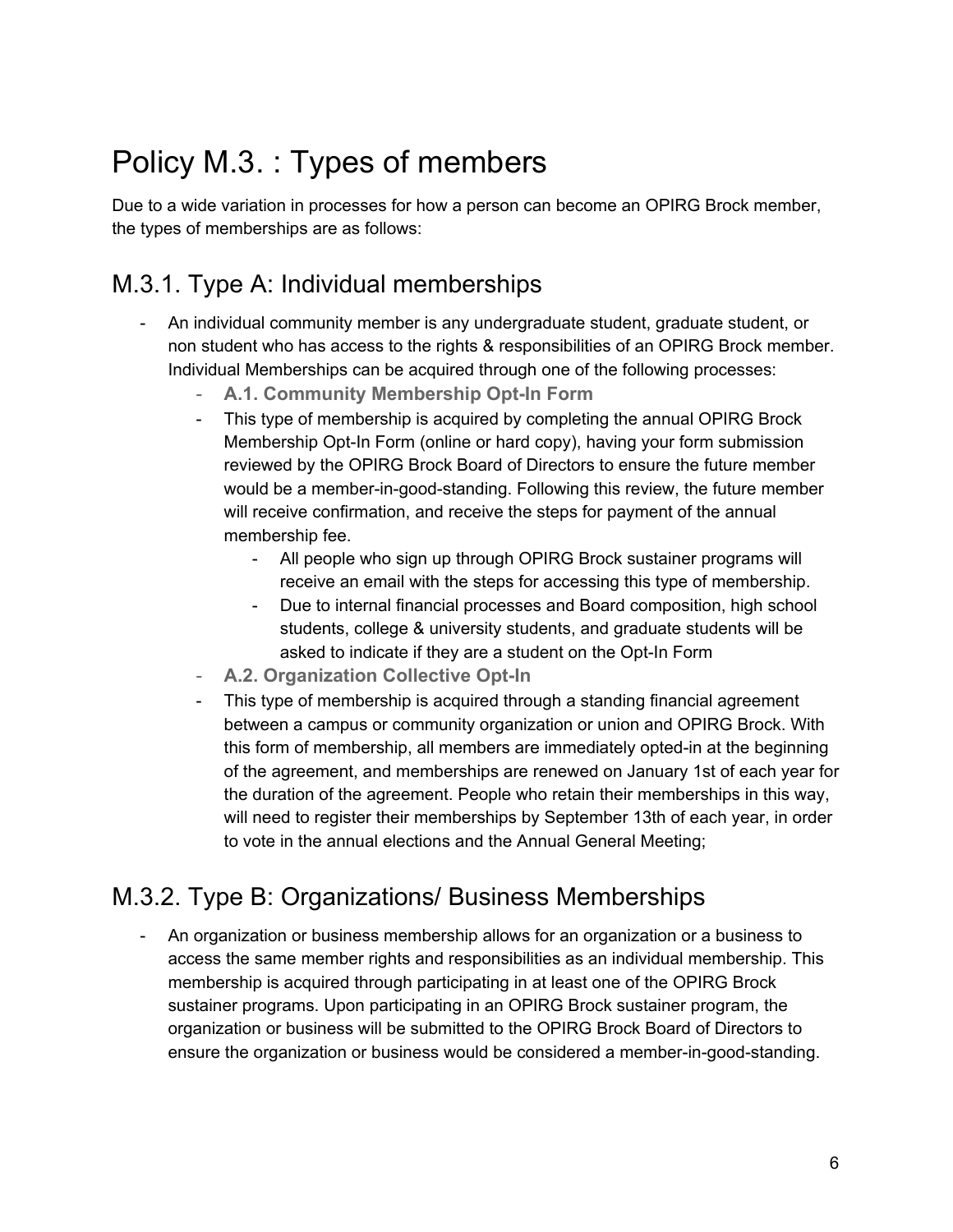# Policy M.3. : Types of members

Due to a wide variation in processes for how a person can become an OPIRG Brock member, the types of memberships are as follows:

## M.3.1. Type A: Individual memberships

- An individual community member is any undergraduate student, graduate student, or non student who has access to the rights & responsibilities of an OPIRG Brock member. Individual Memberships can be acquired through one of the following processes:
    - **A.1. Community Membership Opt-In Form**
    - This type of membership is acquired by completing the annual OPIRG Brock Membership Opt-In Form (online or hard copy), having your form submission reviewed by the OPIRG Brock Board of Directors to ensure the future member would be a member-in-good-standing. Following this review, the future member will receive confirmation, and receive the steps for payment of the annual membership fee.
        - All people who sign up through OPIRG Brock sustainer programs will receive an email with the steps for accessing this type of membership.
        - Due to internal financial processes and Board composition, high school students, college & university students, and graduate students will be asked to indicate if they are a student on the Opt-In Form
    - **A.2. Organization Collective Opt-In**
    - This type of membership is acquired through a standing financial agreement between a campus or community organization or union and OPIRG Brock. With this form of membership, all members are immediately opted-in at the beginning of the agreement, and memberships are renewed on January 1st of each year for the duration of the agreement. People who retain their memberships in this way, will need to register their memberships by September 13th of each year, in order to vote in the annual elections and the Annual General Meeting;

## M.3.2. Type B: Organizations/ Business Memberships

- An organization or business membership allows for an organization or a business to access the same member rights and responsibilities as an individual membership. This membership is acquired through participating in at least one of the OPIRG Brock sustainer programs. Upon participating in an OPIRG Brock sustainer program, the organization or business will be submitted to the OPIRG Brock Board of Directors to ensure the organization or business would be considered a member-in-good-standing.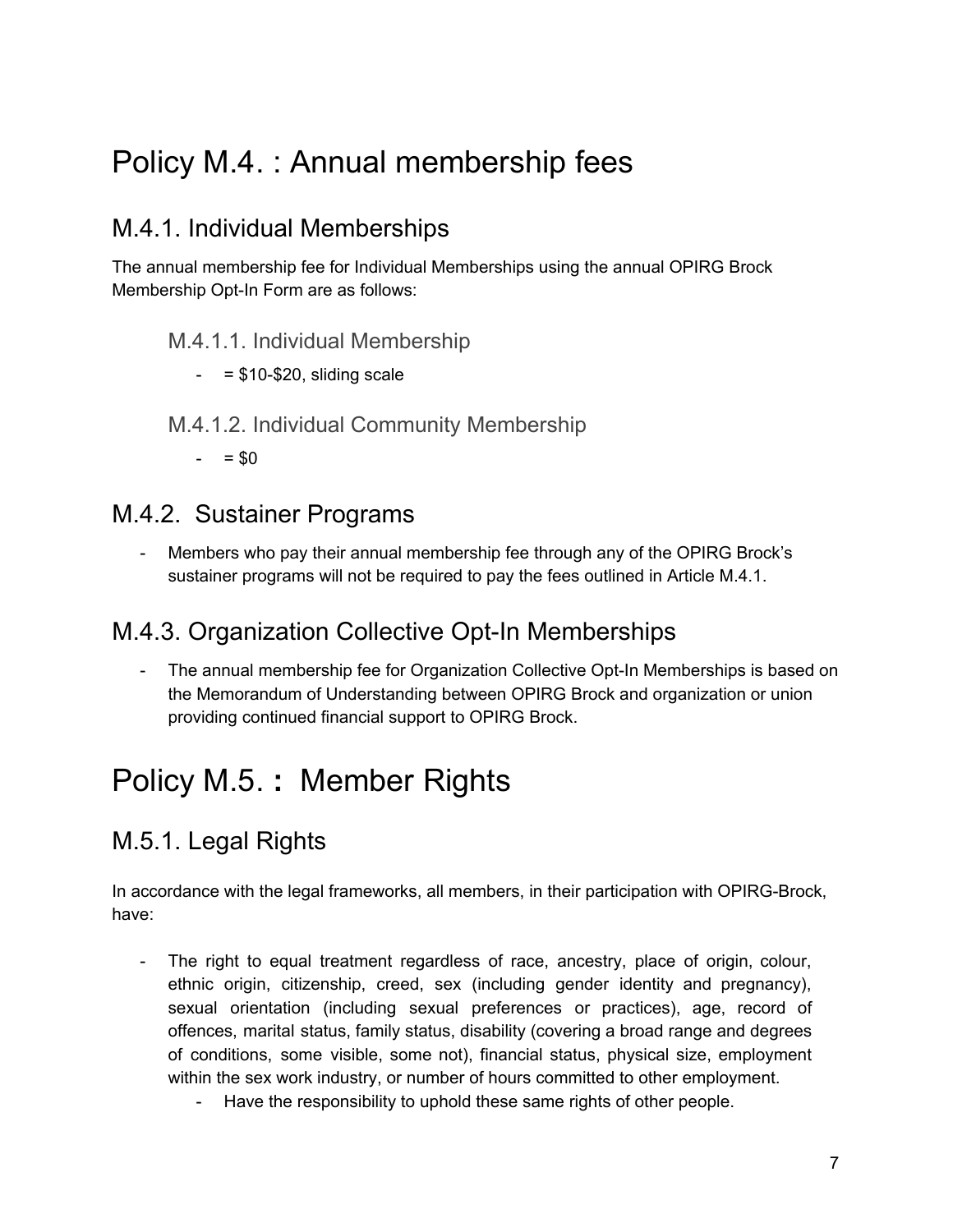# Policy M.4. : Annual membership fees

## M.4.1. Individual Memberships

The annual membership fee for Individual Memberships using the annual OPIRG Brock Membership Opt-In Form are as follows:

### M.4.1.1. Individual Membership

- = $10-$20, sliding scale

### M.4.1.2. Individual Community Membership

- = $0

## M.4.2. Sustainer Programs

- Members who pay their annual membership fee through any of the OPIRG Brock's sustainer programs will not be required to pay the fees outlined in Article M.4.1.

## M.4.3. Organization Collective Opt-In Memberships

- The annual membership fee for Organization Collective Opt-In Memberships is based on the Memorandum of Understanding between OPIRG Brock and organization or union providing continued financial support to OPIRG Brock.

# Policy M.5. : Member Rights

## M.5.1. Legal Rights

In accordance with the legal frameworks, all members, in their participation with OPIRG-Brock, have:

- The right to equal treatment regardless of race, ancestry, place of origin, colour, ethnic origin, citizenship, creed, sex (including gender identity and pregnancy), sexual orientation (including sexual preferences or practices), age, record of offences, marital status, family status, disability (covering a broad range and degrees of conditions, some visible, some not), financial status, physical size, employment within the sex work industry, or number of hours committed to other employment.
    - Have the responsibility to uphold these same rights of other people.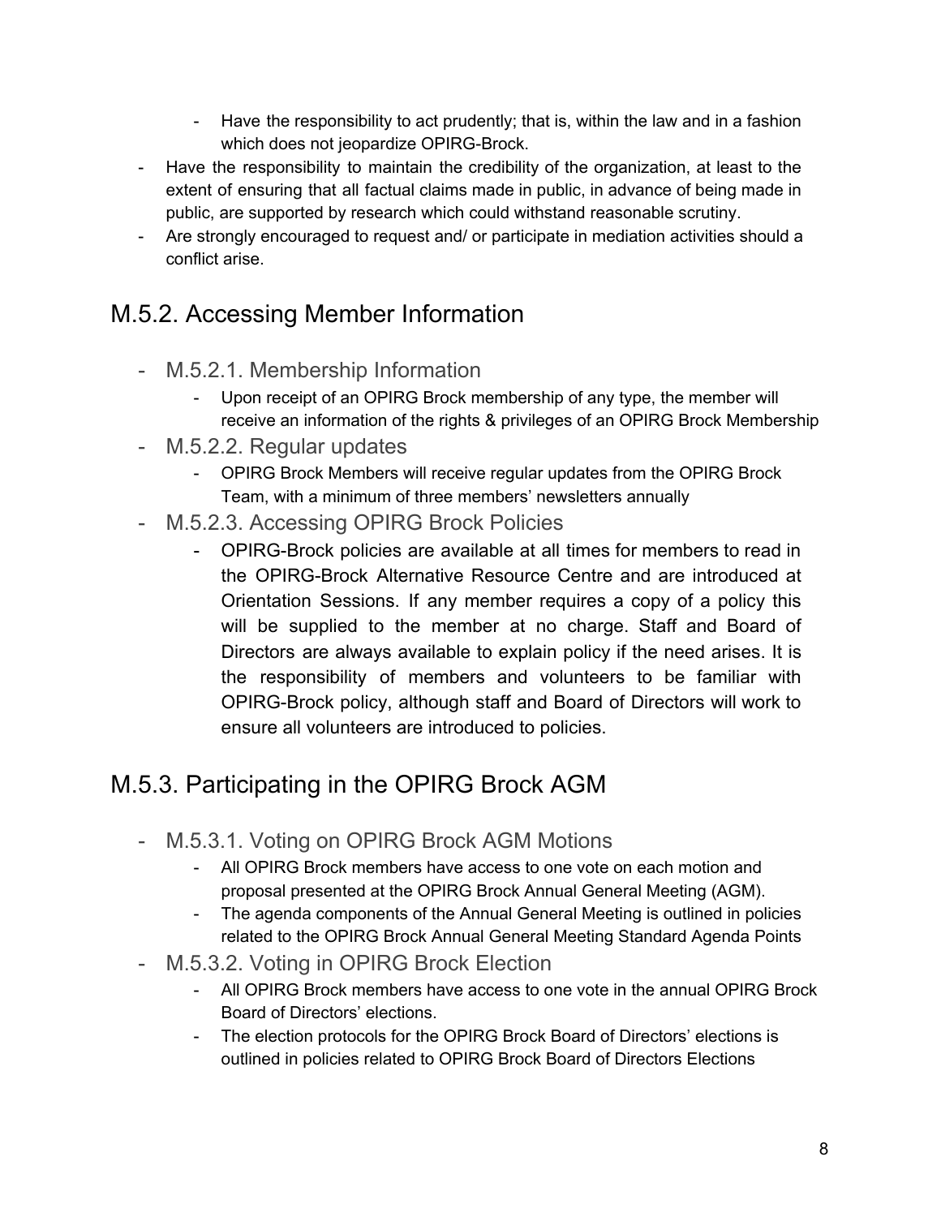- Have the responsibility to act prudently; that is, within the law and in a fashion which does not jeopardize OPIRG-Brock.
- Have the responsibility to maintain the credibility of the organization, at least to the extent of ensuring that all factual claims made in public, in advance of being made in public, are supported by research which could withstand reasonable scrutiny.
- Are strongly encouraged to request and/ or participate in mediation activities should a conflict arise.

## M.5.2. Accessing Member Information

- ### M.5.2.1. Membership Information
    - Upon receipt of an OPIRG Brock membership of any type, the member will receive an information of the rights & privileges of an OPIRG Brock Membership
- ### M.5.2.2. Regular updates
    - OPIRG Brock Members will receive regular updates from the OPIRG Brock Team, with a minimum of three members' newsletters annually
- ### M.5.2.3. Accessing OPIRG Brock Policies
    - OPIRG-Brock policies are available at all times for members to read in the OPIRG-Brock Alternative Resource Centre and are introduced at Orientation Sessions. If any member requires a copy of a policy this will be supplied to the member at no charge. Staff and Board of Directors are always available to explain policy if the need arises. It is the responsibility of members and volunteers to be familiar with OPIRG-Brock policy, although staff and Board of Directors will work to ensure all volunteers are introduced to policies.

## M.5.3. Participating in the OPIRG Brock AGM

- ### M.5.3.1. Voting on OPIRG Brock AGM Motions
    - All OPIRG Brock members have access to one vote on each motion and proposal presented at the OPIRG Brock Annual General Meeting (AGM).
    - The agenda components of the Annual General Meeting is outlined in policies related to the OPIRG Brock Annual General Meeting Standard Agenda Points
- ### M.5.3.2. Voting in OPIRG Brock Election
    - All OPIRG Brock members have access to one vote in the annual OPIRG Brock Board of Directors' elections.
    - The election protocols for the OPIRG Brock Board of Directors' elections is outlined in policies related to OPIRG Brock Board of Directors Elections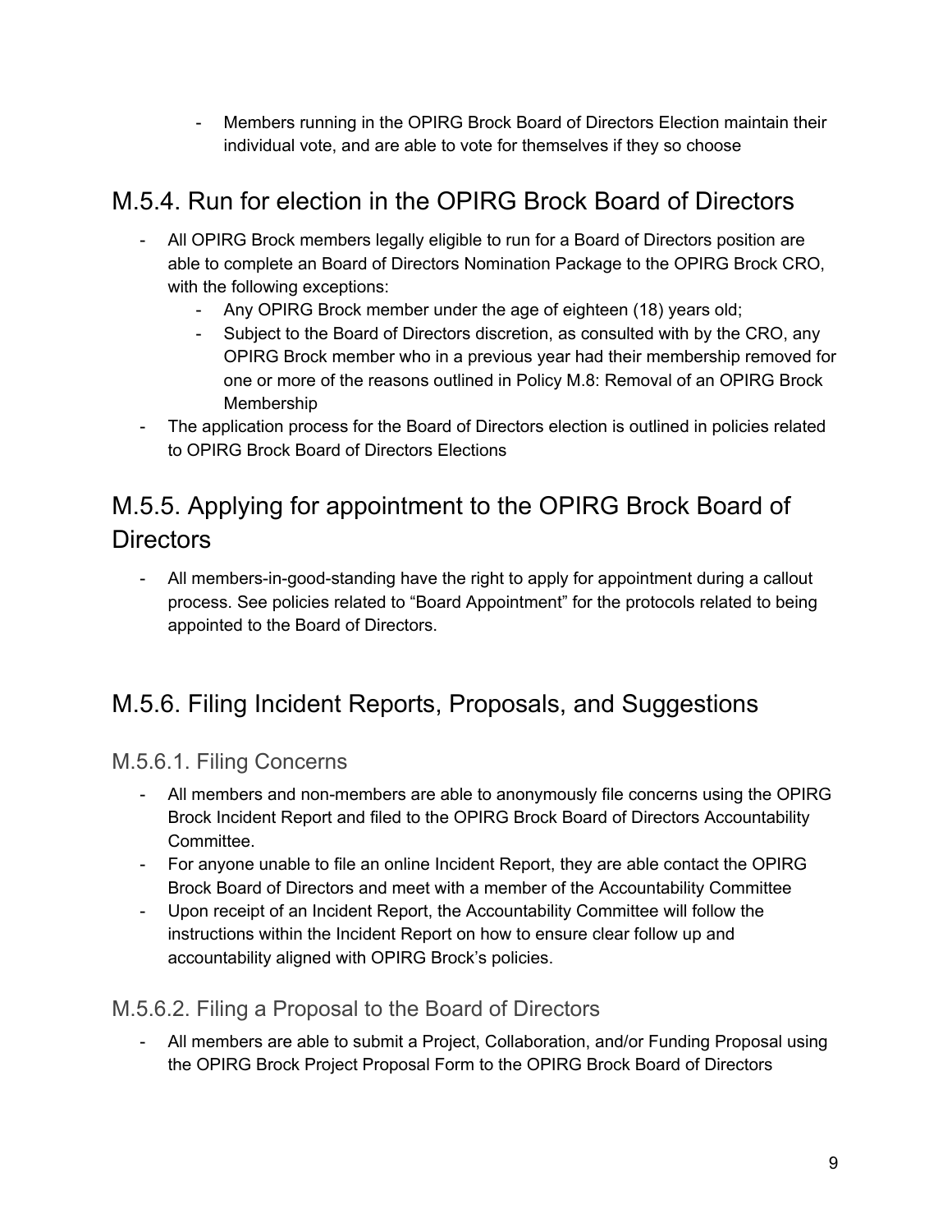- Members running in the OPIRG Brock Board of Directors Election maintain their individual vote, and are able to vote for themselves if they so choose

## M.5.4. Run for election in the OPIRG Brock Board of Directors

- All OPIRG Brock members legally eligible to run for a Board of Directors position are able to complete an Board of Directors Nomination Package to the OPIRG Brock CRO, with the following exceptions:
  - Any OPIRG Brock member under the age of eighteen (18) years old;
  - Subject to the Board of Directors discretion, as consulted with by the CRO, any OPIRG Brock member who in a previous year had their membership removed for one or more of the reasons outlined in Policy M.8: Removal of an OPIRG Brock Membership
- The application process for the Board of Directors election is outlined in policies related to OPIRG Brock Board of Directors Elections

## M.5.5. Applying for appointment to the OPIRG Brock Board of Directors

- All members-in-good-standing have the right to apply for appointment during a callout process. See policies related to "Board Appointment" for the protocols related to being appointed to the Board of Directors.

## M.5.6. Filing Incident Reports, Proposals, and Suggestions

### M.5.6.1. Filing Concerns

- All members and non-members are able to anonymously file concerns using the OPIRG Brock Incident Report and filed to the OPIRG Brock Board of Directors Accountability Committee.
- For anyone unable to file an online Incident Report, they are able contact the OPIRG Brock Board of Directors and meet with a member of the Accountability Committee
- Upon receipt of an Incident Report, the Accountability Committee will follow the instructions within the Incident Report on how to ensure clear follow up and accountability aligned with OPIRG Brock's policies.

### M.5.6.2. Filing a Proposal to the Board of Directors

- All members are able to submit a Project, Collaboration, and/or Funding Proposal using the OPIRG Brock Project Proposal Form to the OPIRG Brock Board of Directors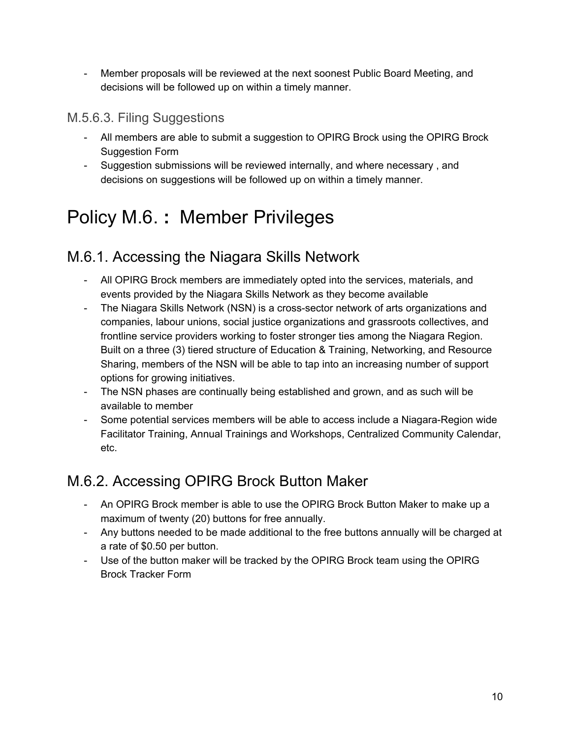- Member proposals will be reviewed at the next soonest Public Board Meeting, and decisions will be followed up on within a timely manner.

### M.5.6.3. Filing Suggestions

- All members are able to submit a suggestion to OPIRG Brock using the OPIRG Brock Suggestion Form
- Suggestion submissions will be reviewed internally, and where necessary , and decisions on suggestions will be followed up on within a timely manner.

# Policy M.6. : Member Privileges

## M.6.1. Accessing the Niagara Skills Network

- All OPIRG Brock members are immediately opted into the services, materials, and events provided by the Niagara Skills Network as they become available
- The Niagara Skills Network (NSN) is a cross-sector network of arts organizations and companies, labour unions, social justice organizations and grassroots collectives, and frontline service providers working to foster stronger ties among the Niagara Region. Built on a three (3) tiered structure of Education & Training, Networking, and Resource Sharing, members of the NSN will be able to tap into an increasing number of support options for growing initiatives.
- The NSN phases are continually being established and grown, and as such will be available to member
- Some potential services members will be able to access include a Niagara-Region wide Facilitator Training, Annual Trainings and Workshops, Centralized Community Calendar, etc.

## M.6.2. Accessing OPIRG Brock Button Maker

- An OPIRG Brock member is able to use the OPIRG Brock Button Maker to make up a maximum of twenty (20) buttons for free annually.
- Any buttons needed to be made additional to the free buttons annually will be charged at a rate of $0.50 per button.
- Use of the button maker will be tracked by the OPIRG Brock team using the OPIRG Brock Tracker Form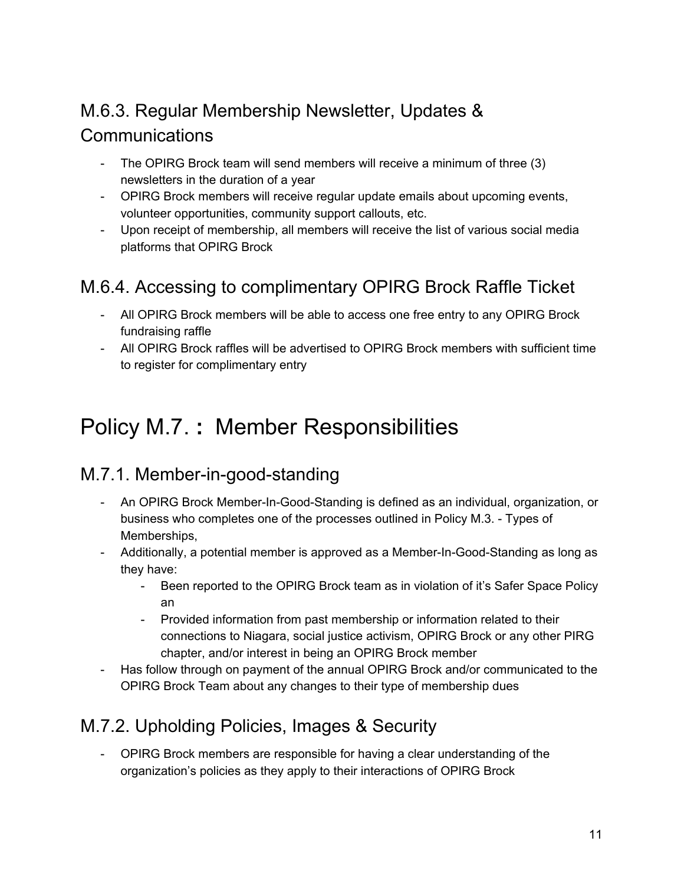## M.6.3. Regular Membership Newsletter, Updates & Communications

- The OPIRG Brock team will send members will receive a minimum of three (3) newsletters in the duration of a year
- OPIRG Brock members will receive regular update emails about upcoming events, volunteer opportunities, community support callouts, etc.
- Upon receipt of membership, all members will receive the list of various social media platforms that OPIRG Brock

## M.6.4. Accessing to complimentary OPIRG Brock Raffle Ticket

- All OPIRG Brock members will be able to access one free entry to any OPIRG Brock fundraising raffle
- All OPIRG Brock raffles will be advertised to OPIRG Brock members with sufficient time to register for complimentary entry

# Policy M.7. **:** Member Responsibilities

## M.7.1. Member-in-good-standing

- An OPIRG Brock Member-In-Good-Standing is defined as an individual, organization, or business who completes one of the processes outlined in Policy M.3. - Types of Memberships,
- Additionally, a potential member is approved as a Member-In-Good-Standing as long as they have:
    - Been reported to the OPIRG Brock team as in violation of it's Safer Space Policy an
    - Provided information from past membership or information related to their connections to Niagara, social justice activism, OPIRG Brock or any other PIRG chapter, and/or interest in being an OPIRG Brock member
- Has follow through on payment of the annual OPIRG Brock and/or communicated to the OPIRG Brock Team about any changes to their type of membership dues

## M.7.2. Upholding Policies, Images & Security

- OPIRG Brock members are responsible for having a clear understanding of the organization's policies as they apply to their interactions of OPIRG Brock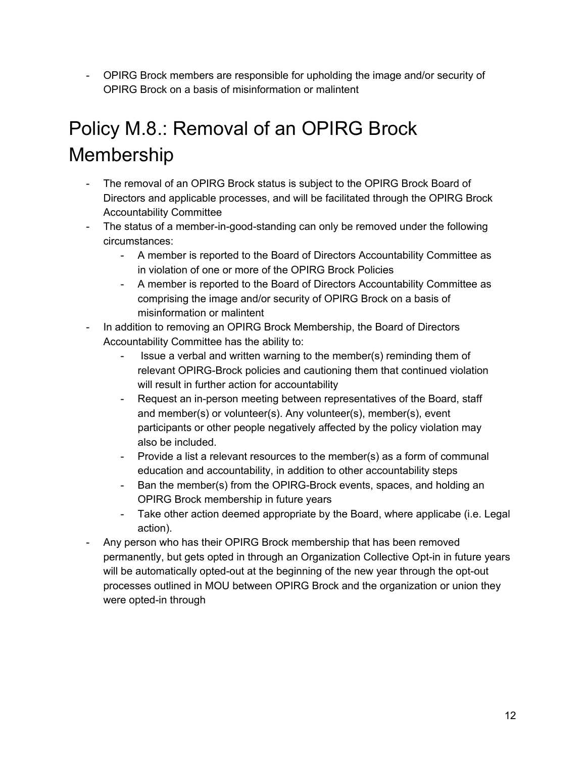- OPIRG Brock members are responsible for upholding the image and/or security of OPIRG Brock on a basis of misinformation or malintent

# Policy M.8.: Removal of an OPIRG Brock Membership

- The removal of an OPIRG Brock status is subject to the OPIRG Brock Board of Directors and applicable processes, and will be facilitated through the OPIRG Brock Accountability Committee
- The status of a member-in-good-standing can only be removed under the following circumstances:
    - A member is reported to the Board of Directors Accountability Committee as in violation of one or more of the OPIRG Brock Policies
    - A member is reported to the Board of Directors Accountability Committee as comprising the image and/or security of OPIRG Brock on a basis of misinformation or malintent
- In addition to removing an OPIRG Brock Membership, the Board of Directors Accountability Committee has the ability to:
    - Issue a verbal and written warning to the member(s) reminding them of relevant OPIRG-Brock policies and cautioning them that continued violation will result in further action for accountability
    - Request an in-person meeting between representatives of the Board, staff and member(s) or volunteer(s). Any volunteer(s), member(s), event participants or other people negatively affected by the policy violation may also be included.
    - Provide a list a relevant resources to the member(s) as a form of communal education and accountability, in addition to other accountability steps
    - Ban the member(s) from the OPIRG-Brock events, spaces, and holding an OPIRG Brock membership in future years
    - Take other action deemed appropriate by the Board, where applicabe (i.e. Legal action).
- Any person who has their OPIRG Brock membership that has been removed permanently, but gets opted in through an Organization Collective Opt-in in future years will be automatically opted-out at the beginning of the new year through the opt-out processes outlined in MOU between OPIRG Brock and the organization or union they were opted-in through